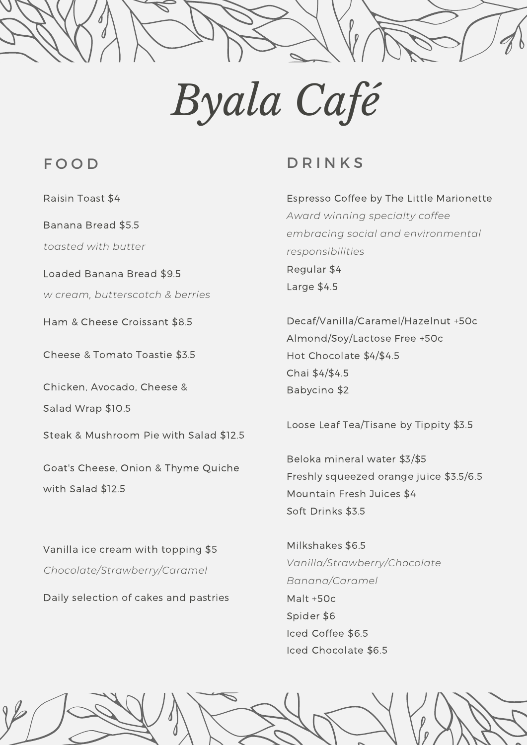# Byala Café

## FOOD

Raisin Toast $4

Banana Bread $5.5
*toasted with butter*

Loaded Banana Bread $9.5
*w cream, butterscotch & berries*

Ham & Cheese Croissant $8.5

Cheese & Tomato Toastie $3.5

Chicken, Avocado, Cheese & Salad Wrap $10.5

Steak & Mushroom Pie with Salad $12.5

Goat's Cheese, Onion & Thyme Quiche with Salad $12.5

Vanilla ice cream with topping $5
*Chocolate/Strawberry/Caramel*

Daily selection of cakes and pastries

## DRINKS

Espresso Coffee by The Little Marionette
*Award winning specialty coffee embracing social and environmental responsibilities*
Regular $4
Large $4.5

Decaf/Vanilla/Caramel/Hazelnut +50c
Almond/Soy/Lactose Free +50c
Hot Chocolate $4/$4.5
Chai $4/$4.5
Babycino $2

Loose Leaf Tea/Tisane by Tippity $3.5

Beloka mineral water $3/$5
Freshly squeezed orange juice $3.5/6.5
Mountain Fresh Juices $4
Soft Drinks $3.5

Milkshakes $6.5
*Vanilla/Strawberry/Chocolate Banana/Caramel*
Malt +50c
Spider $6
Iced Coffee $6.5
Iced Chocolate $6.5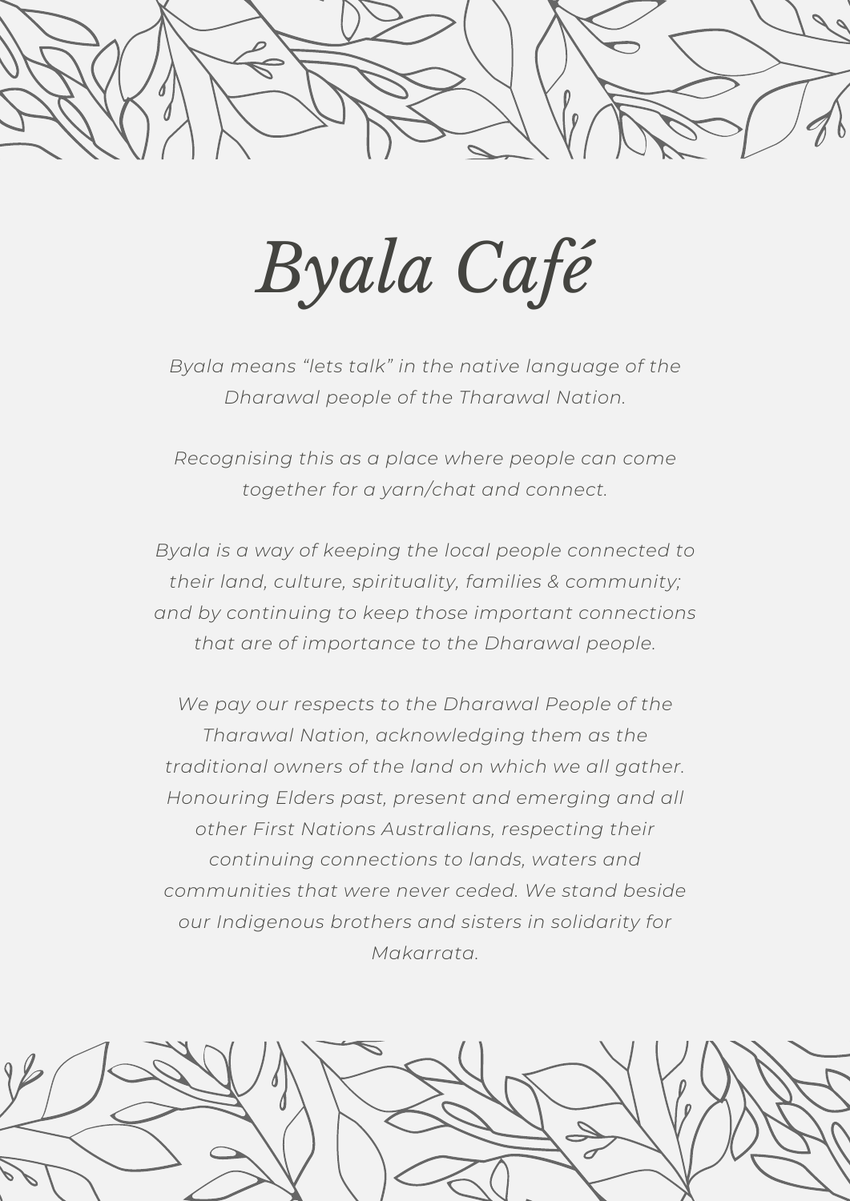# *Byala Café*

*Byala means “lets talk” in the native language of the Dharawal people of the Tharawal Nation.*

*Recognising this as a place where people can come together for a yarn/chat and connect.*

*Byala is a way of keeping the local people connected to their land, culture, spirituality, families & community; and by continuing to keep those important connections that are of importance to the Dharawal people.*

*We pay our respects to the Dharawal People of the Tharawal Nation, acknowledging them as the traditional owners of the land on which we all gather. Honouring Elders past, present and emerging and all other First Nations Australians, respecting their continuing connections to lands, waters and communities that were never ceded. We stand beside our Indigenous brothers and sisters in solidarity for Makarrata.*